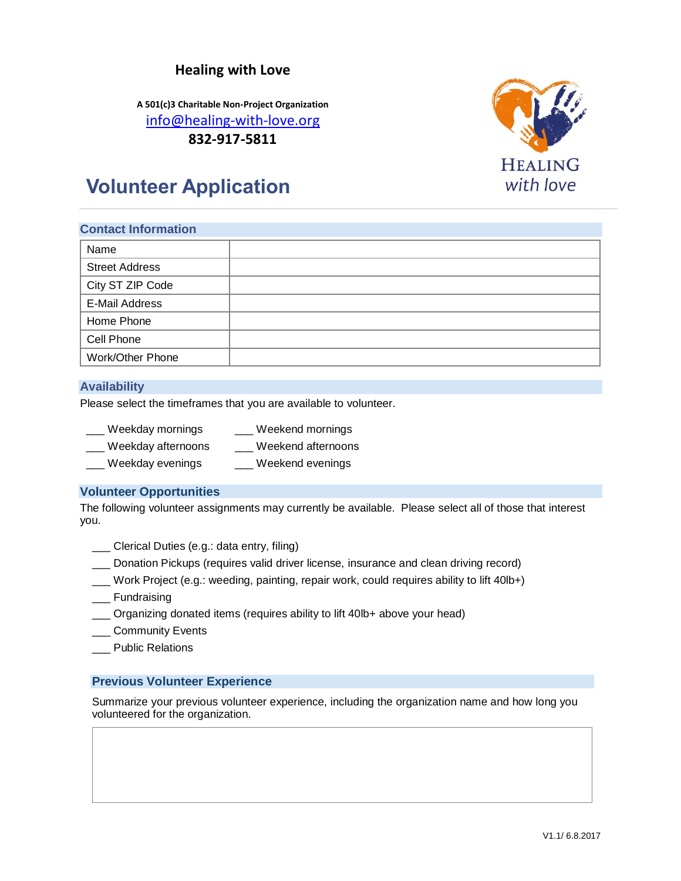**Healing with Love**

**A 501(c)3 Charitable Non-Project Organization**
info@healing-with-love.org
**832-917-5811**

HEALING
*with love*

# Volunteer Application

## Contact Information

| Name | |
|---|---|
| Street Address | |
| City ST ZIP Code | |
| E-Mail Address | |
| Home Phone | |
| Cell Phone | |
| Work/Other Phone | |

## Availability

Please select the timeframes that you are available to volunteer.

___ Weekday mornings
___ Weekday afternoons
___ Weekday evenings
___ Weekend mornings
___ Weekend afternoons
___ Weekend evenings

## Volunteer Opportunities

The following volunteer assignments may currently be available. Please select all of those that interest you.

___ Clerical Duties (e.g.: data entry, filing)
___ Donation Pickups (requires valid driver license, insurance and clean driving record)
___ Work Project (e.g.: weeding, painting, repair work, could requires ability to lift 40lb+)
___ Fundraising
___ Organizing donated items (requires ability to lift 40lb+ above your head)
___ Community Events
___ Public Relations

## Previous Volunteer Experience

Summarize your previous volunteer experience, including the organization name and how long you volunteered for the organization.

| |
|---|
| |

V1.1/ 6.8.2017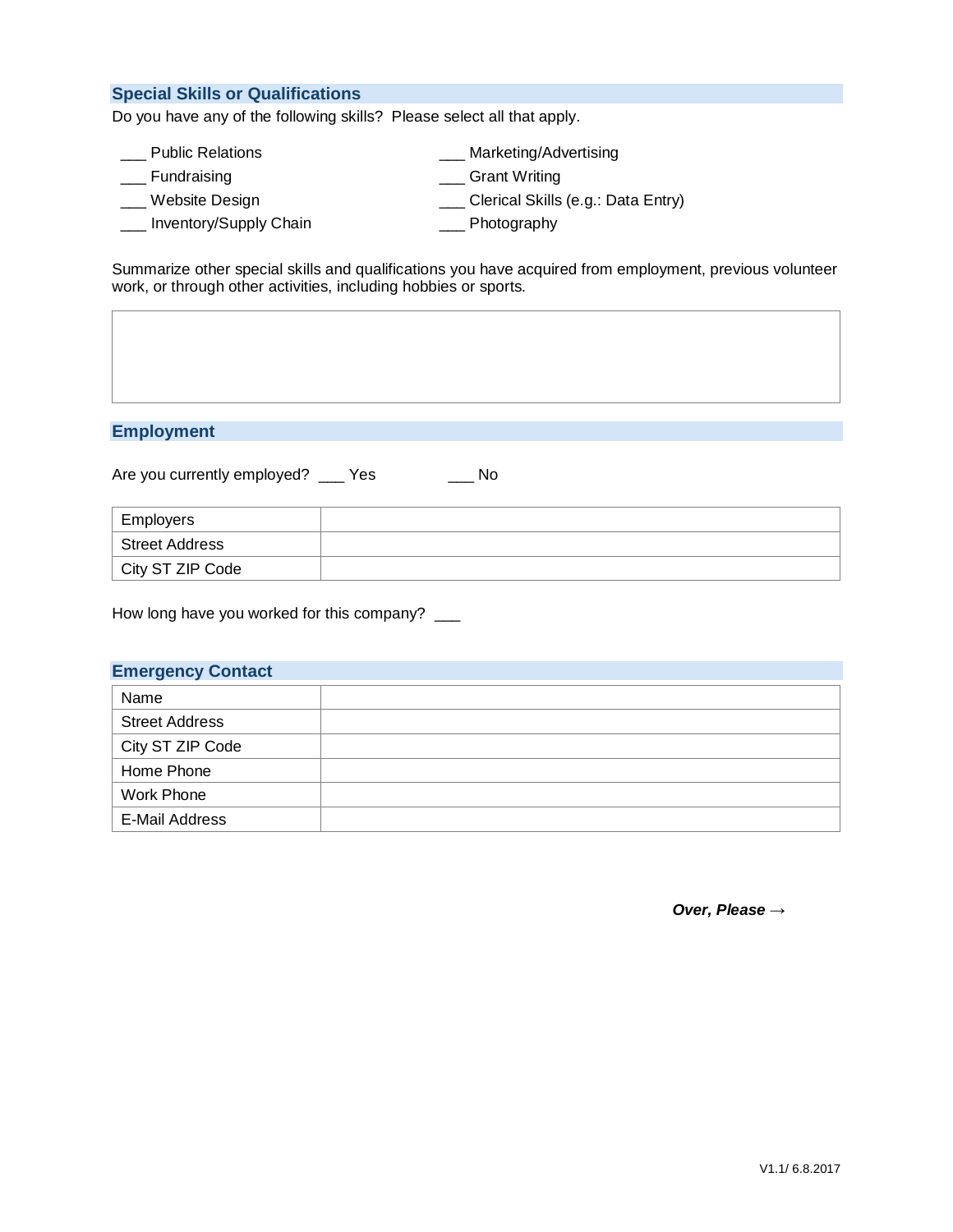## Special Skills or Qualifications

Do you have any of the following skills? Please select all that apply.

___ Public Relations
___ Fundraising
___ Website Design
___ Inventory/Supply Chain
___ Marketing/Advertising
___ Grant Writing
___ Clerical Skills (e.g.: Data Entry)
___ Photography

Summarize other special skills and qualifications you have acquired from employment, previous volunteer work, or through other activities, including hobbies or sports.

| |
|---|
| |

## Employment

Are you currently employed? ___ Yes ___ No

| | |
|---|---|
| Employers | |
| Street Address | |
| City ST ZIP Code | |

How long have you worked for this company? ___

## Emergency Contact

| | |
|---|---|
| Name | |
| Street Address | |
| City ST ZIP Code | |
| Home Phone | |
| Work Phone | |
| E-Mail Address | |

***Over, Please →***

V1.1/ 6.8.2017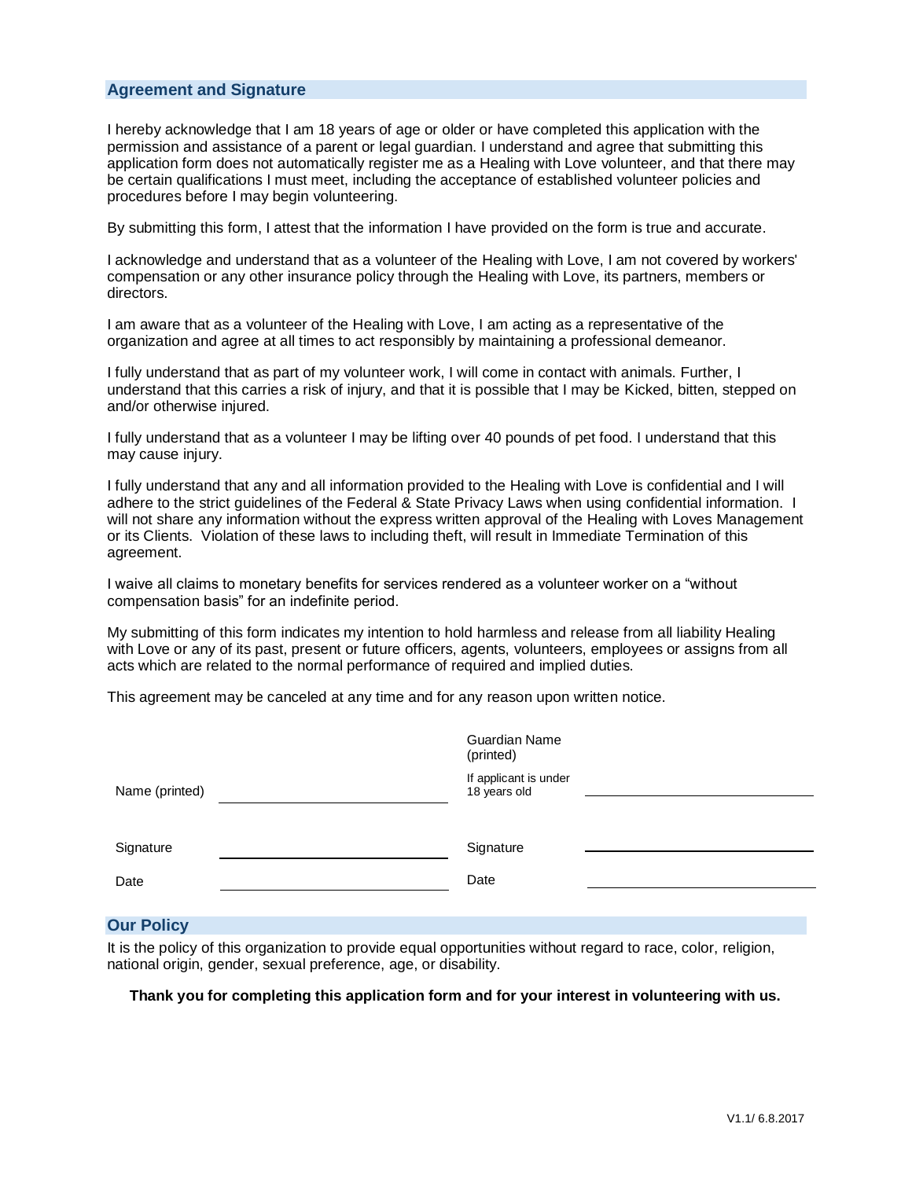## Agreement and Signature

I hereby acknowledge that I am 18 years of age or older or have completed this application with the permission and assistance of a parent or legal guardian. I understand and agree that submitting this application form does not automatically register me as a Healing with Love volunteer, and that there may be certain qualifications I must meet, including the acceptance of established volunteer policies and procedures before I may begin volunteering.

By submitting this form, I attest that the information I have provided on the form is true and accurate.

I acknowledge and understand that as a volunteer of the Healing with Love, I am not covered by workers' compensation or any other insurance policy through the Healing with Love, its partners, members or directors.

I am aware that as a volunteer of the Healing with Love, I am acting as a representative of the organization and agree at all times to act responsibly by maintaining a professional demeanor.

I fully understand that as part of my volunteer work, I will come in contact with animals. Further, I understand that this carries a risk of injury, and that it is possible that I may be Kicked, bitten, stepped on and/or otherwise injured.

I fully understand that as a volunteer I may be lifting over 40 pounds of pet food. I understand that this may cause injury.

I fully understand that any and all information provided to the Healing with Love is confidential and I will adhere to the strict guidelines of the Federal & State Privacy Laws when using confidential information. I will not share any information without the express written approval of the Healing with Loves Management or its Clients. Violation of these laws to including theft, will result in Immediate Termination of this agreement.

I waive all claims to monetary benefits for services rendered as a volunteer worker on a "without compensation basis" for an indefinite period.

My submitting of this form indicates my intention to hold harmless and release from all liability Healing with Love or any of its past, present or future officers, agents, volunteers, employees or assigns from all acts which are related to the normal performance of required and implied duties.

This agreement may be canceled at any time and for any reason upon written notice.

| | | | |
|---|---|---|---|
| Name (printed) | | Guardian Name (printed) If applicant is under 18 years old | |
| Signature | | Signature | |
| Date | | Date | |

## Our Policy

It is the policy of this organization to provide equal opportunities without regard to race, color, religion, national origin, gender, sexual preference, age, or disability.

**Thank you for completing this application form and for your interest in volunteering with us.**

V1.1/ 6.8.2017